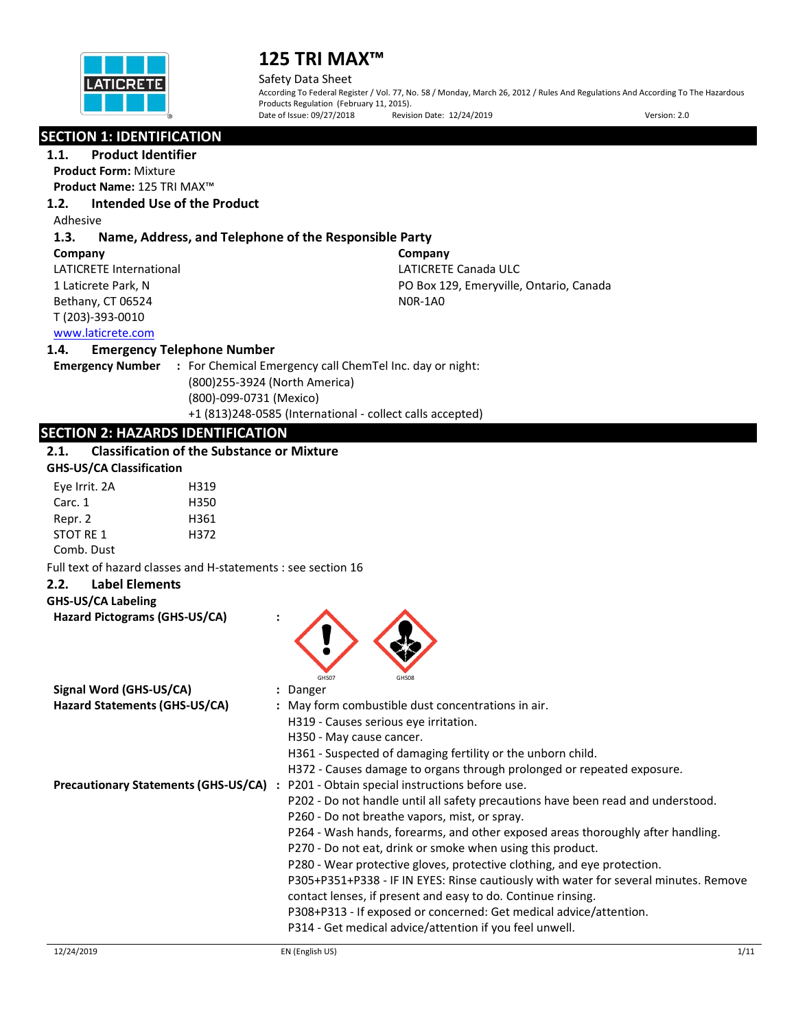# 125 TRI MAX™

Safety Data Sheet

According To Federal Register / Vol. 77, No. 58 / Monday, March 26, 2012 / Rules And Regulations And According To The Hazardous Products Regulation (February 11, 2015).

Date of Issue: 09/27/2018 Revision Date: 12/24/2019 Version: 2.0

## SECTION 1: IDENTIFICATION

### 1.1. Product Identifier

**Product Form:** Mixture

**Product Name:** 125 TRI MAX™

### 1.2. Intended Use of the Product

Adhesive

### 1.3. Name, Address, and Telephone of the Responsible Party

**Company**

LATICRETE International
1 Laticrete Park, N
Bethany, CT 06524
T (203)-393-0010
www.laticrete.com

**Company**

LATICRETE Canada ULC
PO Box 129, Emeryville, Ontario, Canada
N0R-1A0

### 1.4. Emergency Telephone Number

**Emergency Number** : For Chemical Emergency call ChemTel Inc. day or night:
(800)255-3924 (North America)
(800)-099-0731 (Mexico)
+1 (813)248-0585 (International - collect calls accepted)

## SECTION 2: HAZARDS IDENTIFICATION

### 2.1. Classification of the Substance or Mixture

**GHS-US/CA Classification**

| | |
|---|---|
| Eye Irrit. 2A | H319 |
| Carc. 1 | H350 |
| Repr. 2 | H361 |
| STOT RE 1 | H372 |
| Comb. Dust | |

Full text of hazard classes and H-statements : see section 16

### 2.2. Label Elements

**GHS-US/CA Labeling**

**Hazard Pictograms (GHS-US/CA)** :

GHS07 GHS08

**Signal Word (GHS-US/CA)** : Danger

**Hazard Statements (GHS-US/CA)** : May form combustible dust concentrations in air.
H319 - Causes serious eye irritation.
H350 - May cause cancer.
H361 - Suspected of damaging fertility or the unborn child.
H372 - Causes damage to organs through prolonged or repeated exposure.

**Precautionary Statements (GHS-US/CA)** : P201 - Obtain special instructions before use.
P202 - Do not handle until all safety precautions have been read and understood.
P260 - Do not breathe vapors, mist, or spray.
P264 - Wash hands, forearms, and other exposed areas thoroughly after handling.
P270 - Do not eat, drink or smoke when using this product.
P280 - Wear protective gloves, protective clothing, and eye protection.
P305+P351+P338 - IF IN EYES: Rinse cautiously with water for several minutes. Remove contact lenses, if present and easy to do. Continue rinsing.
P308+P313 - If exposed or concerned: Get medical advice/attention.
P314 - Get medical advice/attention if you feel unwell.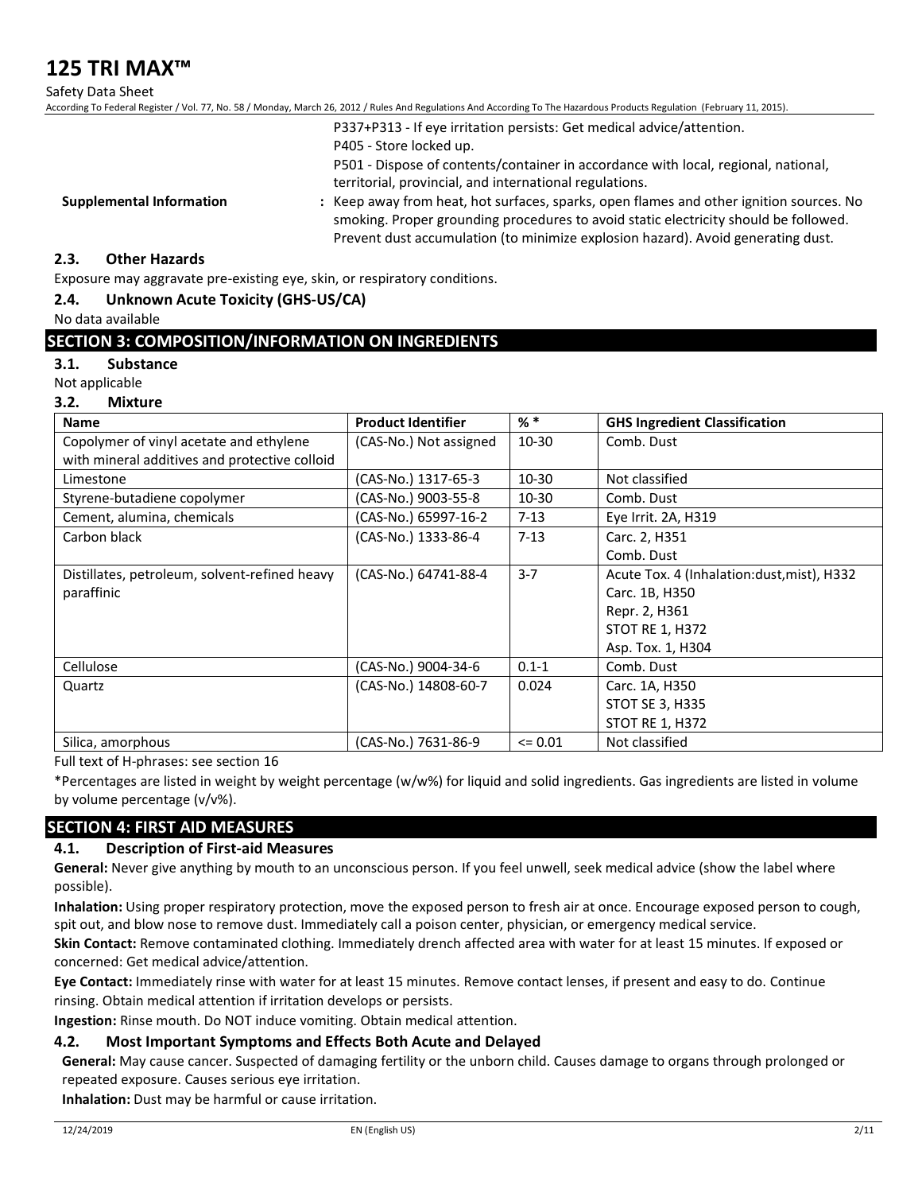P337+P313 - If eye irritation persists: Get medical advice/attention.

P405 - Store locked up.

P501 - Dispose of contents/container in accordance with local, regional, national, territorial, provincial, and international regulations.

**Supplemental Information** : Keep away from heat, hot surfaces, sparks, open flames and other ignition sources. No smoking. Proper grounding procedures to avoid static electricity should be followed. Prevent dust accumulation (to minimize explosion hazard). Avoid generating dust.

### 2.3. Other Hazards

Exposure may aggravate pre-existing eye, skin, or respiratory conditions.

### 2.4. Unknown Acute Toxicity (GHS-US/CA)

No data available

## SECTION 3: COMPOSITION/INFORMATION ON INGREDIENTS

### 3.1. Substance

Not applicable

### 3.2. Mixture

| Name | Product Identifier | % * | GHS Ingredient Classification |
|---|---|---|---|
| Copolymer of vinyl acetate and ethylene with mineral additives and protective colloid | (CAS-No.) Not assigned | 10-30 | Comb. Dust |
| Limestone | (CAS-No.) 1317-65-3 | 10-30 | Not classified |
| Styrene-butadiene copolymer | (CAS-No.) 9003-55-8 | 10-30 | Comb. Dust |
| Cement, alumina, chemicals | (CAS-No.) 65997-16-2 | 7-13 | Eye Irrit. 2A, H319 |
| Carbon black | (CAS-No.) 1333-86-4 | 7-13 | Carc. 2, H351<br>Comb. Dust |
| Distillates, petroleum, solvent-refined heavy paraffinic | (CAS-No.) 64741-88-4 | 3-7 | Acute Tox. 4 (Inhalation:dust,mist), H332<br>Carc. 1B, H350<br>Repr. 2, H361<br>STOT RE 1, H372<br>Asp. Tox. 1, H304 |
| Cellulose | (CAS-No.) 9004-34-6 | 0.1-1 | Comb. Dust |
| Quartz | (CAS-No.) 14808-60-7 | 0.024 | Carc. 1A, H350<br>STOT SE 3, H335<br>STOT RE 1, H372 |
| Silica, amorphous | (CAS-No.) 7631-86-9 | <= 0.01 | Not classified |

Full text of H-phrases: see section 16

*Percentages are listed in weight by weight percentage (w/w%) for liquid and solid ingredients. Gas ingredients are listed in volume by volume percentage (v/v%).

## SECTION 4: FIRST AID MEASURES

### 4.1. Description of First-aid Measures

**General:** Never give anything by mouth to an unconscious person. If you feel unwell, seek medical advice (show the label where possible).

**Inhalation:** Using proper respiratory protection, move the exposed person to fresh air at once. Encourage exposed person to cough, spit out, and blow nose to remove dust. Immediately call a poison center, physician, or emergency medical service.

**Skin Contact:** Remove contaminated clothing. Immediately drench affected area with water for at least 15 minutes. If exposed or concerned: Get medical advice/attention.

**Eye Contact:** Immediately rinse with water for at least 15 minutes. Remove contact lenses, if present and easy to do. Continue rinsing. Obtain medical attention if irritation develops or persists.

**Ingestion:** Rinse mouth. Do NOT induce vomiting. Obtain medical attention.

### 4.2. Most Important Symptoms and Effects Both Acute and Delayed

**General:** May cause cancer. Suspected of damaging fertility or the unborn child. Causes damage to organs through prolonged or repeated exposure. Causes serious eye irritation.

**Inhalation:** Dust may be harmful or cause irritation.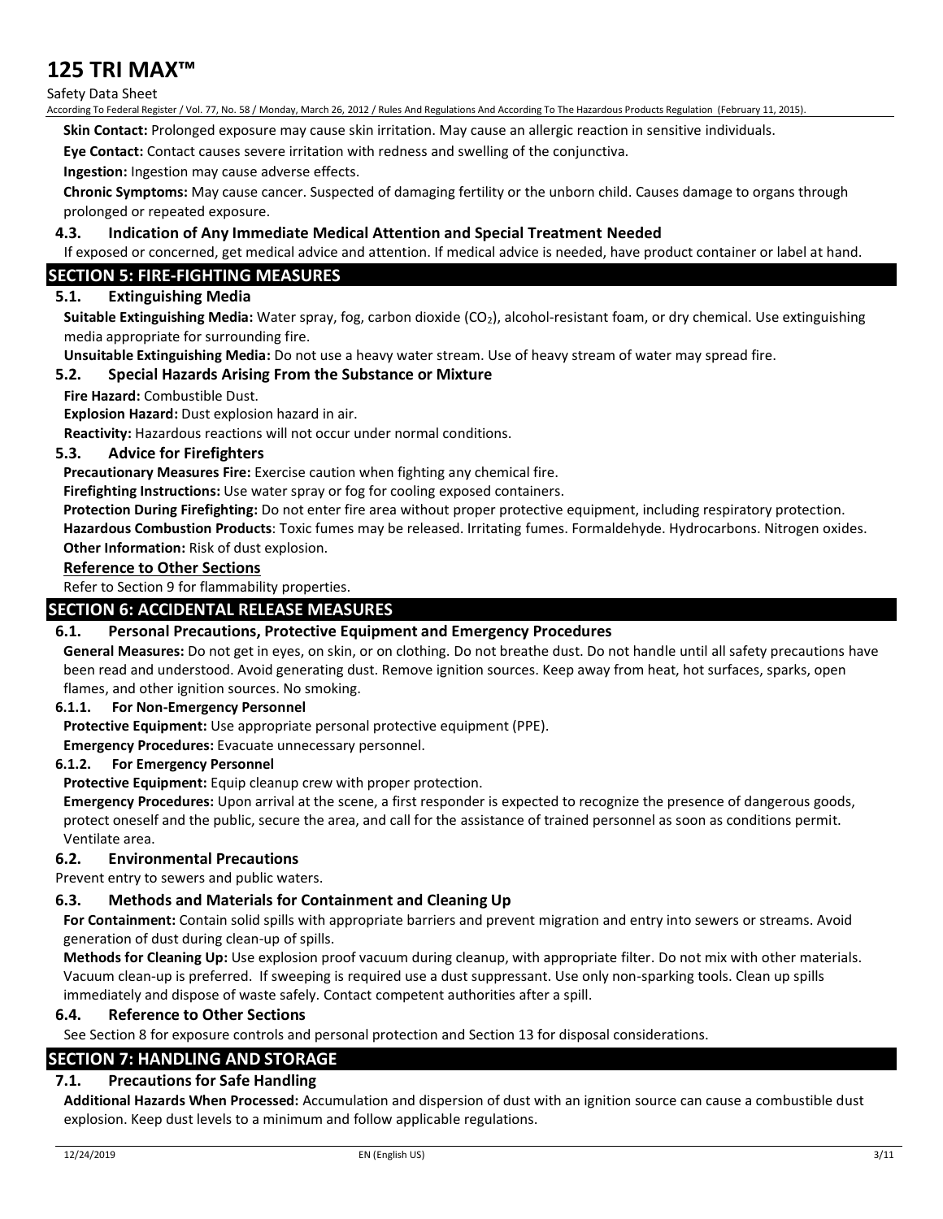**Skin Contact:** Prolonged exposure may cause skin irritation. May cause an allergic reaction in sensitive individuals.

**Eye Contact:** Contact causes severe irritation with redness and swelling of the conjunctiva.

**Ingestion:** Ingestion may cause adverse effects.

**Chronic Symptoms:** May cause cancer. Suspected of damaging fertility or the unborn child. Causes damage to organs through prolonged or repeated exposure.

### 4.3. Indication of Any Immediate Medical Attention and Special Treatment Needed

If exposed or concerned, get medical advice and attention. If medical advice is needed, have product container or label at hand.

## SECTION 5: FIRE-FIGHTING MEASURES

### 5.1. Extinguishing Media

**Suitable Extinguishing Media:** Water spray, fog, carbon dioxide ($CO_2$), alcohol-resistant foam, or dry chemical. Use extinguishing media appropriate for surrounding fire.

**Unsuitable Extinguishing Media:** Do not use a heavy water stream. Use of heavy stream of water may spread fire.

### 5.2. Special Hazards Arising From the Substance or Mixture

**Fire Hazard:** Combustible Dust.

**Explosion Hazard:** Dust explosion hazard in air.

**Reactivity:** Hazardous reactions will not occur under normal conditions.

### 5.3. Advice for Firefighters

**Precautionary Measures Fire:** Exercise caution when fighting any chemical fire.

**Firefighting Instructions:** Use water spray or fog for cooling exposed containers.

**Protection During Firefighting:** Do not enter fire area without proper protective equipment, including respiratory protection.

**Hazardous Combustion Products**: Toxic fumes may be released. Irritating fumes. Formaldehyde. Hydrocarbons. Nitrogen oxides.

**Other Information:** Risk of dust explosion.

**Reference to Other Sections**

Refer to Section 9 for flammability properties.

## SECTION 6: ACCIDENTAL RELEASE MEASURES

### 6.1. Personal Precautions, Protective Equipment and Emergency Procedures

**General Measures:** Do not get in eyes, on skin, or on clothing. Do not breathe dust. Do not handle until all safety precautions have been read and understood. Avoid generating dust. Remove ignition sources. Keep away from heat, hot surfaces, sparks, open flames, and other ignition sources. No smoking.

#### 6.1.1. For Non-Emergency Personnel

**Protective Equipment:** Use appropriate personal protective equipment (PPE).

**Emergency Procedures:** Evacuate unnecessary personnel.

#### 6.1.2. For Emergency Personnel

**Protective Equipment:** Equip cleanup crew with proper protection.

**Emergency Procedures:** Upon arrival at the scene, a first responder is expected to recognize the presence of dangerous goods, protect oneself and the public, secure the area, and call for the assistance of trained personnel as soon as conditions permit. Ventilate area.

### 6.2. Environmental Precautions

Prevent entry to sewers and public waters.

### 6.3. Methods and Materials for Containment and Cleaning Up

**For Containment:** Contain solid spills with appropriate barriers and prevent migration and entry into sewers or streams. Avoid generation of dust during clean-up of spills.

**Methods for Cleaning Up:** Use explosion proof vacuum during cleanup, with appropriate filter. Do not mix with other materials. Vacuum clean-up is preferred. If sweeping is required use a dust suppressant. Use only non-sparking tools. Clean up spills immediately and dispose of waste safely. Contact competent authorities after a spill.

### 6.4. Reference to Other Sections

See Section 8 for exposure controls and personal protection and Section 13 for disposal considerations.

## SECTION 7: HANDLING AND STORAGE

### 7.1. Precautions for Safe Handling

**Additional Hazards When Processed:** Accumulation and dispersion of dust with an ignition source can cause a combustible dust explosion. Keep dust levels to a minimum and follow applicable regulations.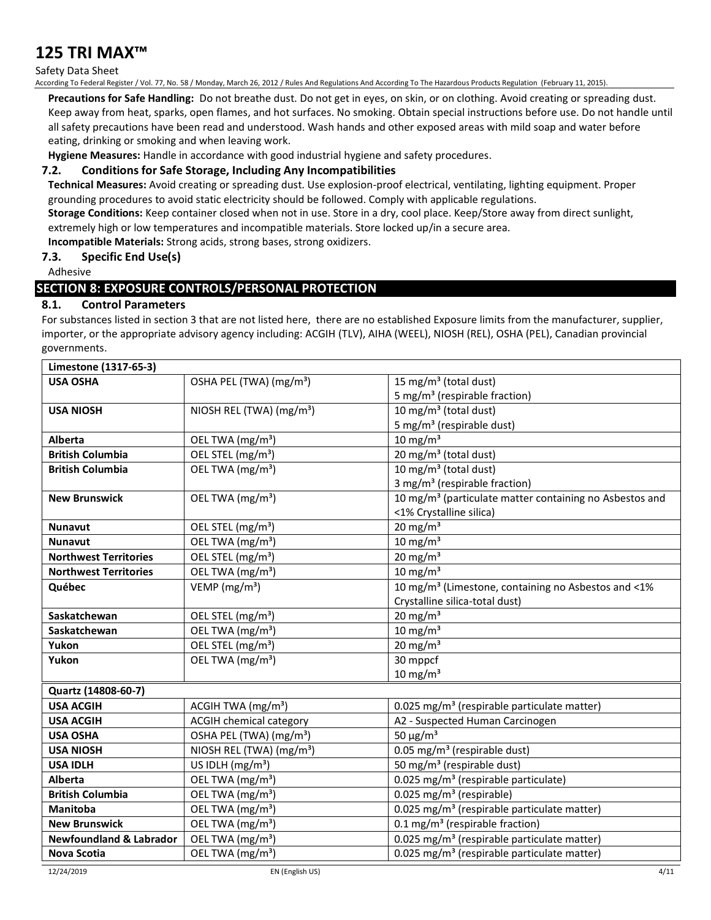**Precautions for Safe Handling:** Do not breathe dust. Do not get in eyes, on skin, or on clothing. Avoid creating or spreading dust. Keep away from heat, sparks, open flames, and hot surfaces. No smoking. Obtain special instructions before use. Do not handle until all safety precautions have been read and understood. Wash hands and other exposed areas with mild soap and water before eating, drinking or smoking and when leaving work.

**Hygiene Measures:** Handle in accordance with good industrial hygiene and safety procedures.

### 7.2. Conditions for Safe Storage, Including Any Incompatibilities

**Technical Measures:** Avoid creating or spreading dust. Use explosion-proof electrical, ventilating, lighting equipment. Proper grounding procedures to avoid static electricity should be followed. Comply with applicable regulations.

**Storage Conditions:** Keep container closed when not in use. Store in a dry, cool place. Keep/Store away from direct sunlight, extremely high or low temperatures and incompatible materials. Store locked up/in a secure area.

**Incompatible Materials:** Strong acids, strong bases, strong oxidizers.

### 7.3. Specific End Use(s)

Adhesive

## SECTION 8: EXPOSURE CONTROLS/PERSONAL PROTECTION

### 8.1. Control Parameters

For substances listed in section 3 that are not listed here, there are no established Exposure limits from the manufacturer, supplier, importer, or the appropriate advisory agency including: ACGIH (TLV), AIHA (WEEL), NIOSH (REL), OSHA (PEL), Canadian provincial governments.

| **Limestone (1317-65-3)** | | |
|---|---|---|
| **USA OSHA** | OSHA PEL (TWA) (mg/m³) | 15 mg/m³ (total dust)<br>5 mg/m³ (respirable fraction) |
| **USA NIOSH** | NIOSH REL (TWA) (mg/m³) | 10 mg/m³ (total dust)<br>5 mg/m³ (respirable dust) |
| **Alberta** | OEL TWA (mg/m³) | 10 mg/m³ |
| **British Columbia** | OEL STEL (mg/m³) | 20 mg/m³ (total dust) |
| **British Columbia** | OEL TWA (mg/m³) | 10 mg/m³ (total dust)<br>3 mg/m³ (respirable fraction) |
| **New Brunswick** | OEL TWA (mg/m³) | 10 mg/m³ (particulate matter containing no Asbestos and <1% Crystalline silica) |
| **Nunavut** | OEL STEL (mg/m³) | 20 mg/m³ |
| **Nunavut** | OEL TWA (mg/m³) | 10 mg/m³ |
| **Northwest Territories** | OEL STEL (mg/m³) | 20 mg/m³ |
| **Northwest Territories** | OEL TWA (mg/m³) | 10 mg/m³ |
| **Québec** | VEMP (mg/m³) | 10 mg/m³ (Limestone, containing no Asbestos and <1% Crystalline silica-total dust) |
| **Saskatchewan** | OEL STEL (mg/m³) | 20 mg/m³ |
| **Saskatchewan** | OEL TWA (mg/m³) | 10 mg/m³ |
| **Yukon** | OEL STEL (mg/m³) | 20 mg/m³ |
| **Yukon** | OEL TWA (mg/m³) | 30 mppcf<br>10 mg/m³ |

| **Quartz (14808-60-7)** | | |
|---|---|---|
| **USA ACGIH** | ACGIH TWA (mg/m³) | 0.025 mg/m³ (respirable particulate matter) |
| **USA ACGIH** | ACGIH chemical category | A2 - Suspected Human Carcinogen |
| **USA OSHA** | OSHA PEL (TWA) (mg/m³) | 50 µg/m³ |
| **USA NIOSH** | NIOSH REL (TWA) (mg/m³) | 0.05 mg/m³ (respirable dust) |
| **USA IDLH** | US IDLH (mg/m³) | 50 mg/m³ (respirable dust) |
| **Alberta** | OEL TWA (mg/m³) | 0.025 mg/m³ (respirable particulate) |
| **British Columbia** | OEL TWA (mg/m³) | 0.025 mg/m³ (respirable) |
| **Manitoba** | OEL TWA (mg/m³) | 0.025 mg/m³ (respirable particulate matter) |
| **New Brunswick** | OEL TWA (mg/m³) | 0.1 mg/m³ (respirable fraction) |
| **Newfoundland & Labrador** | OEL TWA (mg/m³) | 0.025 mg/m³ (respirable particulate matter) |
| **Nova Scotia** | OEL TWA (mg/m³) | 0.025 mg/m³ (respirable particulate matter) |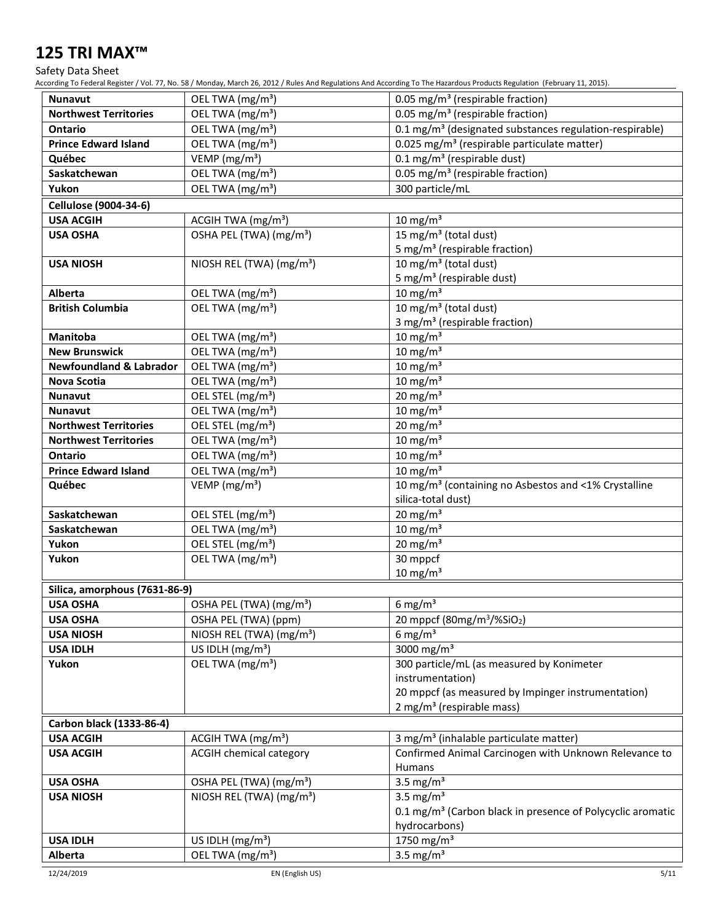| Nunavut | OEL TWA ($mg/m^3$) | 0.05 $mg/m^3$ (respirable fraction) |
|---|---|---|
| **Northwest Territories** | OEL TWA ($mg/m^3$) | 0.05 $mg/m^3$ (respirable fraction) |
| **Ontario** | OEL TWA ($mg/m^3$) | 0.1 $mg/m^3$ (designated substances regulation-respirable) |
| **Prince Edward Island** | OEL TWA ($mg/m^3$) | 0.025 $mg/m^3$ (respirable particulate matter) |
| **Québec** | VEMP ($mg/m^3$) | 0.1 $mg/m^3$ (respirable dust) |
| **Saskatchewan** | OEL TWA ($mg/m^3$) | 0.05 $mg/m^3$ (respirable fraction) |
| **Yukon** | OEL TWA ($mg/m^3$) | 300 particle/mL |
| **Cellulose (9004-34-6)** | | |
| **USA ACGIH** | ACGIH TWA ($mg/m^3$) | 10 $mg/m^3$ |
| **USA OSHA** | OSHA PEL (TWA) ($mg/m^3$) | 15 $mg/m^3$ (total dust)<br>5 $mg/m^3$ (respirable fraction) |
| **USA NIOSH** | NIOSH REL (TWA) ($mg/m^3$) | 10 $mg/m^3$ (total dust)<br>5 $mg/m^3$ (respirable dust) |
| **Alberta** | OEL TWA ($mg/m^3$) | 10 $mg/m^3$ |
| **British Columbia** | OEL TWA ($mg/m^3$) | 10 $mg/m^3$ (total dust)<br>3 $mg/m^3$ (respirable fraction) |
| **Manitoba** | OEL TWA ($mg/m^3$) | 10 $mg/m^3$ |
| **New Brunswick** | OEL TWA ($mg/m^3$) | 10 $mg/m^3$ |
| **Newfoundland & Labrador** | OEL TWA ($mg/m^3$) | 10 $mg/m^3$ |
| **Nova Scotia** | OEL TWA ($mg/m^3$) | 10 $mg/m^3$ |
| **Nunavut** | OEL STEL ($mg/m^3$) | 20 $mg/m^3$ |
| **Nunavut** | OEL TWA ($mg/m^3$) | 10 $mg/m^3$ |
| **Northwest Territories** | OEL STEL ($mg/m^3$) | 20 $mg/m^3$ |
| **Northwest Territories** | OEL TWA ($mg/m^3$) | 10 $mg/m^3$ |
| **Ontario** | OEL TWA ($mg/m^3$) | 10 $mg/m^3$ |
| **Prince Edward Island** | OEL TWA ($mg/m^3$) | 10 $mg/m^3$ |
| **Québec** | VEMP ($mg/m^3$) | 10 $mg/m^3$ (containing no Asbestos and <1% Crystalline silica-total dust) |
| **Saskatchewan** | OEL STEL ($mg/m^3$) | 20 $mg/m^3$ |
| **Saskatchewan** | OEL TWA ($mg/m^3$) | 10 $mg/m^3$ |
| **Yukon** | OEL STEL ($mg/m^3$) | 20 $mg/m^3$ |
| **Yukon** | OEL TWA ($mg/m^3$) | 30 mppcf<br>10 $mg/m^3$ |
| **Silica, amorphous (7631-86-9)** | | |
| **USA OSHA** | OSHA PEL (TWA) ($mg/m^3$) | 6 $mg/m^3$ |
| **USA OSHA** | OSHA PEL (TWA) (ppm) | 20 mppcf (80mg/m³/%$SiO_2$) |
| **USA NIOSH** | NIOSH REL (TWA) ($mg/m^3$) | 6 $mg/m^3$ |
| **USA IDLH** | US IDLH ($mg/m^3$) | 3000 $mg/m^3$ |
| **Yukon** | OEL TWA ($mg/m^3$) | 300 particle/mL (as measured by Konimeter instrumentation)<br>20 mppcf (as measured by Impinger instrumentation)<br>2 $mg/m^3$ (respirable mass) |
| **Carbon black (1333-86-4)** | | |
| **USA ACGIH** | ACGIH TWA ($mg/m^3$) | 3 $mg/m^3$ (inhalable particulate matter) |
| **USA ACGIH** | ACGIH chemical category | Confirmed Animal Carcinogen with Unknown Relevance to Humans |
| **USA OSHA** | OSHA PEL (TWA) ($mg/m^3$) | 3.5 $mg/m^3$ |
| **USA NIOSH** | NIOSH REL (TWA) ($mg/m^3$) | 3.5 $mg/m^3$<br>0.1 $mg/m^3$ (Carbon black in presence of Polycyclic aromatic hydrocarbons) |
| **USA IDLH** | US IDLH ($mg/m^3$) | 1750 $mg/m^3$ |
| **Alberta** | OEL TWA ($mg/m^3$) | 3.5 $mg/m^3$ |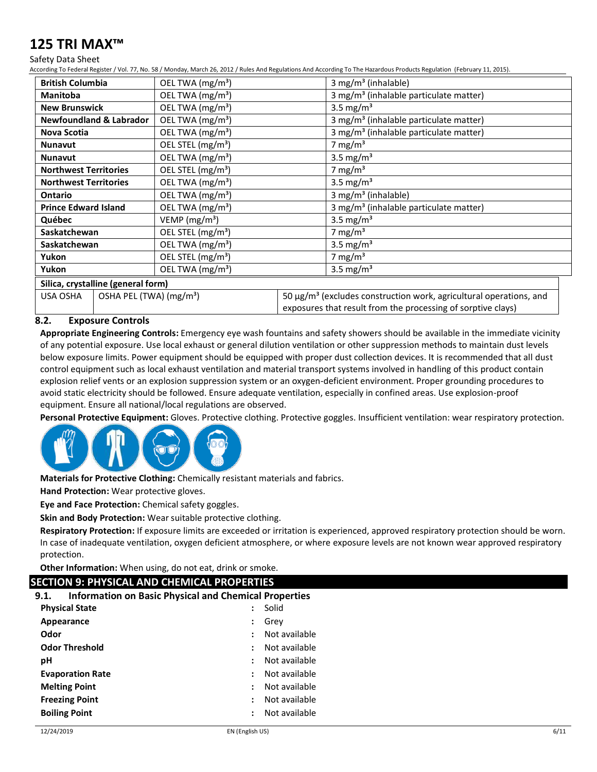| | | |
|---|---|---|
| **British Columbia** | OEL TWA (mg/m³) | 3 mg/m³ (inhalable) |
| **Manitoba** | OEL TWA (mg/m³) | 3 mg/m³ (inhalable particulate matter) |
| **New Brunswick** | OEL TWA (mg/m³) | 3.5 mg/m³ |
| **Newfoundland & Labrador** | OEL TWA (mg/m³) | 3 mg/m³ (inhalable particulate matter) |
| **Nova Scotia** | OEL TWA (mg/m³) | 3 mg/m³ (inhalable particulate matter) |
| **Nunavut** | OEL STEL (mg/m³) | 7 mg/m³ |
| **Nunavut** | OEL TWA (mg/m³) | 3.5 mg/m³ |
| **Northwest Territories** | OEL STEL (mg/m³) | 7 mg/m³ |
| **Northwest Territories** | OEL TWA (mg/m³) | 3.5 mg/m³ |
| **Ontario** | OEL TWA (mg/m³) | 3 mg/m³ (inhalable) |
| **Prince Edward Island** | OEL TWA (mg/m³) | 3 mg/m³ (inhalable particulate matter) |
| **Québec** | VEMP (mg/m³) | 3.5 mg/m³ |
| **Saskatchewan** | OEL STEL (mg/m³) | 7 mg/m³ |
| **Saskatchewan** | OEL TWA (mg/m³) | 3.5 mg/m³ |
| **Yukon** | OEL STEL (mg/m³) | 7 mg/m³ |
| **Yukon** | OEL TWA (mg/m³) | 3.5 mg/m³ |
| **Silica, crystalline (general form)** | | |
| USA OSHA | OSHA PEL (TWA) (mg/m³) | 50 µg/m³ (excludes construction work, agricultural operations, and exposures that result from the processing of sorptive clays) |

### 8.2. Exposure Controls

**Appropriate Engineering Controls:** Emergency eye wash fountains and safety showers should be available in the immediate vicinity of any potential exposure. Use local exhaust or general dilution ventilation or other suppression methods to maintain dust levels below exposure limits. Power equipment should be equipped with proper dust collection devices. It is recommended that all dust control equipment such as local exhaust ventilation and material transport systems involved in handling of this product contain explosion relief vents or an explosion suppression system or an oxygen-deficient environment. Proper grounding procedures to avoid static electricity should be followed. Ensure adequate ventilation, especially in confined areas. Use explosion-proof equipment. Ensure all national/local regulations are observed.

**Personal Protective Equipment:** Gloves. Protective clothing. Protective goggles. Insufficient ventilation: wear respiratory protection.

**Materials for Protective Clothing:** Chemically resistant materials and fabrics.

**Hand Protection:** Wear protective gloves.

**Eye and Face Protection:** Chemical safety goggles.

**Skin and Body Protection:** Wear suitable protective clothing.

**Respiratory Protection:** If exposure limits are exceeded or irritation is experienced, approved respiratory protection should be worn. In case of inadequate ventilation, oxygen deficient atmosphere, or where exposure levels are not known wear approved respiratory protection.

**Other Information:** When using, do not eat, drink or smoke.

## SECTION 9: PHYSICAL AND CHEMICAL PROPERTIES

### 9.1. Information on Basic Physical and Chemical Properties

| | | |
|---|---|---|
| **Physical State** | : | Solid |
| **Appearance** | : | Grey |
| **Odor** | : | Not available |
| **Odor Threshold** | : | Not available |
| **pH** | : | Not available |
| **Evaporation Rate** | : | Not available |
| **Melting Point** | : | Not available |
| **Freezing Point** | : | Not available |
| **Boiling Point** | : | Not available |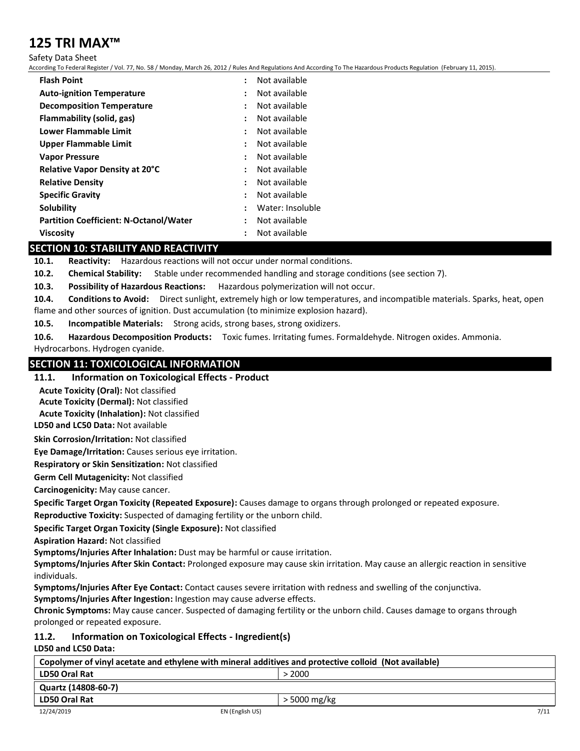| | | |
|---|---|---|
| **Flash Point** | : | Not available |
| **Auto-ignition Temperature** | : | Not available |
| **Decomposition Temperature** | : | Not available |
| **Flammability (solid, gas)** | : | Not available |
| **Lower Flammable Limit** | : | Not available |
| **Upper Flammable Limit** | : | Not available |
| **Vapor Pressure** | : | Not available |
| **Relative Vapor Density at 20°C** | : | Not available |
| **Relative Density** | : | Not available |
| **Specific Gravity** | : | Not available |
| **Solubility** | : | Water: Insoluble |
| **Partition Coefficient: N-Octanol/Water** | : | Not available |
| **Viscosity** | : | Not available |

## SECTION 10: STABILITY AND REACTIVITY

**10.1. Reactivity:** Hazardous reactions will not occur under normal conditions.

**10.2. Chemical Stability:** Stable under recommended handling and storage conditions (see section 7).

**10.3. Possibility of Hazardous Reactions:** Hazardous polymerization will not occur.

**10.4. Conditions to Avoid:** Direct sunlight, extremely high or low temperatures, and incompatible materials. Sparks, heat, open flame and other sources of ignition. Dust accumulation (to minimize explosion hazard).

**10.5. Incompatible Materials:** Strong acids, strong bases, strong oxidizers.

**10.6. Hazardous Decomposition Products:** Toxic fumes. Irritating fumes. Formaldehyde. Nitrogen oxides. Ammonia. Hydrocarbons. Hydrogen cyanide.

## SECTION 11: TOXICOLOGICAL INFORMATION

### 11.1. Information on Toxicological Effects - Product

**Acute Toxicity (Oral):** Not classified

**Acute Toxicity (Dermal):** Not classified

**Acute Toxicity (Inhalation):** Not classified

**LD50 and LC50 Data:** Not available

**Skin Corrosion/Irritation:** Not classified

**Eye Damage/Irritation:** Causes serious eye irritation.

**Respiratory or Skin Sensitization:** Not classified

**Germ Cell Mutagenicity:** Not classified

**Carcinogenicity:** May cause cancer.

**Specific Target Organ Toxicity (Repeated Exposure):** Causes damage to organs through prolonged or repeated exposure.

**Reproductive Toxicity:** Suspected of damaging fertility or the unborn child.

**Specific Target Organ Toxicity (Single Exposure):** Not classified

**Aspiration Hazard:** Not classified

**Symptoms/Injuries After Inhalation:** Dust may be harmful or cause irritation.

**Symptoms/Injuries After Skin Contact:** Prolonged exposure may cause skin irritation. May cause an allergic reaction in sensitive individuals.

**Symptoms/Injuries After Eye Contact:** Contact causes severe irritation with redness and swelling of the conjunctiva.

**Symptoms/Injuries After Ingestion:** Ingestion may cause adverse effects.

**Chronic Symptoms:** May cause cancer. Suspected of damaging fertility or the unborn child. Causes damage to organs through prolonged or repeated exposure.

### 11.2. Information on Toxicological Effects - Ingredient(s)

**LD50 and LC50 Data:**

| **Copolymer of vinyl acetate and ethylene with mineral additives and protective colloid (Not available)** | |
|---|---|
| **LD50 Oral Rat** | > 2000 |
| **Quartz (14808-60-7)** | |
| **LD50 Oral Rat** | > 5000 mg/kg |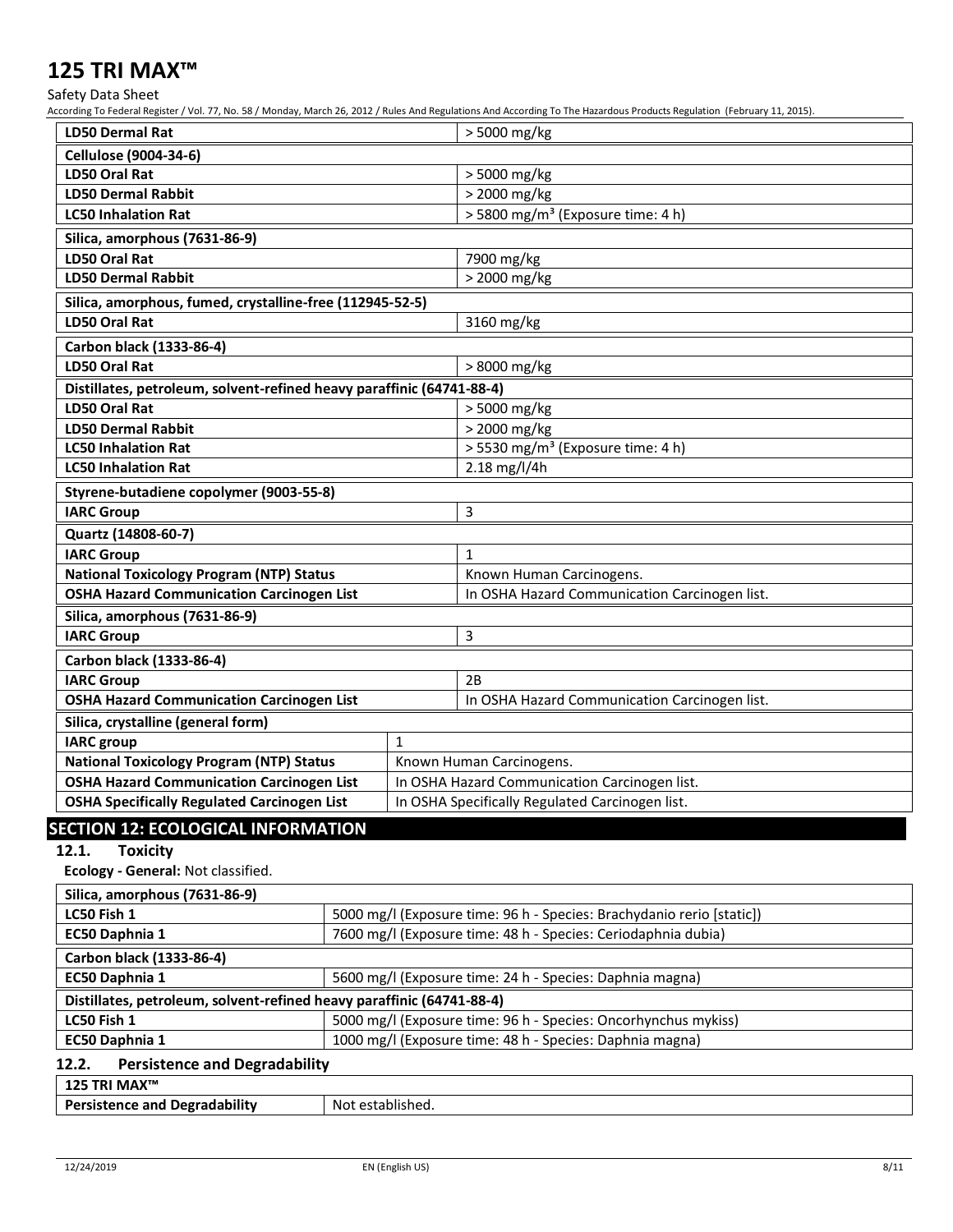| | |
|---|---|
| **LD50 Dermal Rat** | > 5000 mg/kg |
| **Cellulose (9004-34-6)** | |
| **LD50 Oral Rat** | > 5000 mg/kg |
| **LD50 Dermal Rabbit** | > 2000 mg/kg |
| **LC50 Inhalation Rat** | > 5800 mg/m³ (Exposure time: 4 h) |
| **Silica, amorphous (7631-86-9)** | |
| **LD50 Oral Rat** | 7900 mg/kg |
| **LD50 Dermal Rabbit** | > 2000 mg/kg |
| **Silica, amorphous, fumed, crystalline-free (112945-52-5)** | |
| **LD50 Oral Rat** | 3160 mg/kg |
| **Carbon black (1333-86-4)** | |
| **LD50 Oral Rat** | > 8000 mg/kg |
| **Distillates, petroleum, solvent-refined heavy paraffinic (64741-88-4)** | |
| **LD50 Oral Rat** | > 5000 mg/kg |
| **LD50 Dermal Rabbit** | > 2000 mg/kg |
| **LC50 Inhalation Rat** | > 5530 mg/m³ (Exposure time: 4 h) |
| **LC50 Inhalation Rat** | 2.18 mg/l/4h |
| **Styrene-butadiene copolymer (9003-55-8)** | |
| **IARC Group** | 3 |
| **Quartz (14808-60-7)** | |
| **IARC Group** | 1 |
| **National Toxicology Program (NTP) Status** | Known Human Carcinogens. |
| **OSHA Hazard Communication Carcinogen List** | In OSHA Hazard Communication Carcinogen list. |
| **Silica, amorphous (7631-86-9)** | |
| **IARC Group** | 3 |
| **Carbon black (1333-86-4)** | |
| **IARC Group** | 2B |
| **OSHA Hazard Communication Carcinogen List** | In OSHA Hazard Communication Carcinogen list. |
| **Silica, crystalline (general form)** | |
| **IARC group** | 1 |
| **National Toxicology Program (NTP) Status** | Known Human Carcinogens. |
| **OSHA Hazard Communication Carcinogen List** | In OSHA Hazard Communication Carcinogen list. |
| **OSHA Specifically Regulated Carcinogen List** | In OSHA Specifically Regulated Carcinogen list. |

## SECTION 12: ECOLOGICAL INFORMATION

### 12.1. Toxicity

**Ecology - General:** Not classified.

| | |
|---|---|
| **Silica, amorphous (7631-86-9)** | |
| **LC50 Fish 1** | 5000 mg/l (Exposure time: 96 h - Species: Brachydanio rerio [static]) |
| **EC50 Daphnia 1** | 7600 mg/l (Exposure time: 48 h - Species: Ceriodaphnia dubia) |
| **Carbon black (1333-86-4)** | |
| **EC50 Daphnia 1** | 5600 mg/l (Exposure time: 24 h - Species: Daphnia magna) |
| **Distillates, petroleum, solvent-refined heavy paraffinic (64741-88-4)** | |
| **LC50 Fish 1** | 5000 mg/l (Exposure time: 96 h - Species: Oncorhynchus mykiss) |
| **EC50 Daphnia 1** | 1000 mg/l (Exposure time: 48 h - Species: Daphnia magna) |

### 12.2. Persistence and Degradability

| | |
|---|---|
| **125 TRI MAX™** | |
| **Persistence and Degradability** | Not established. |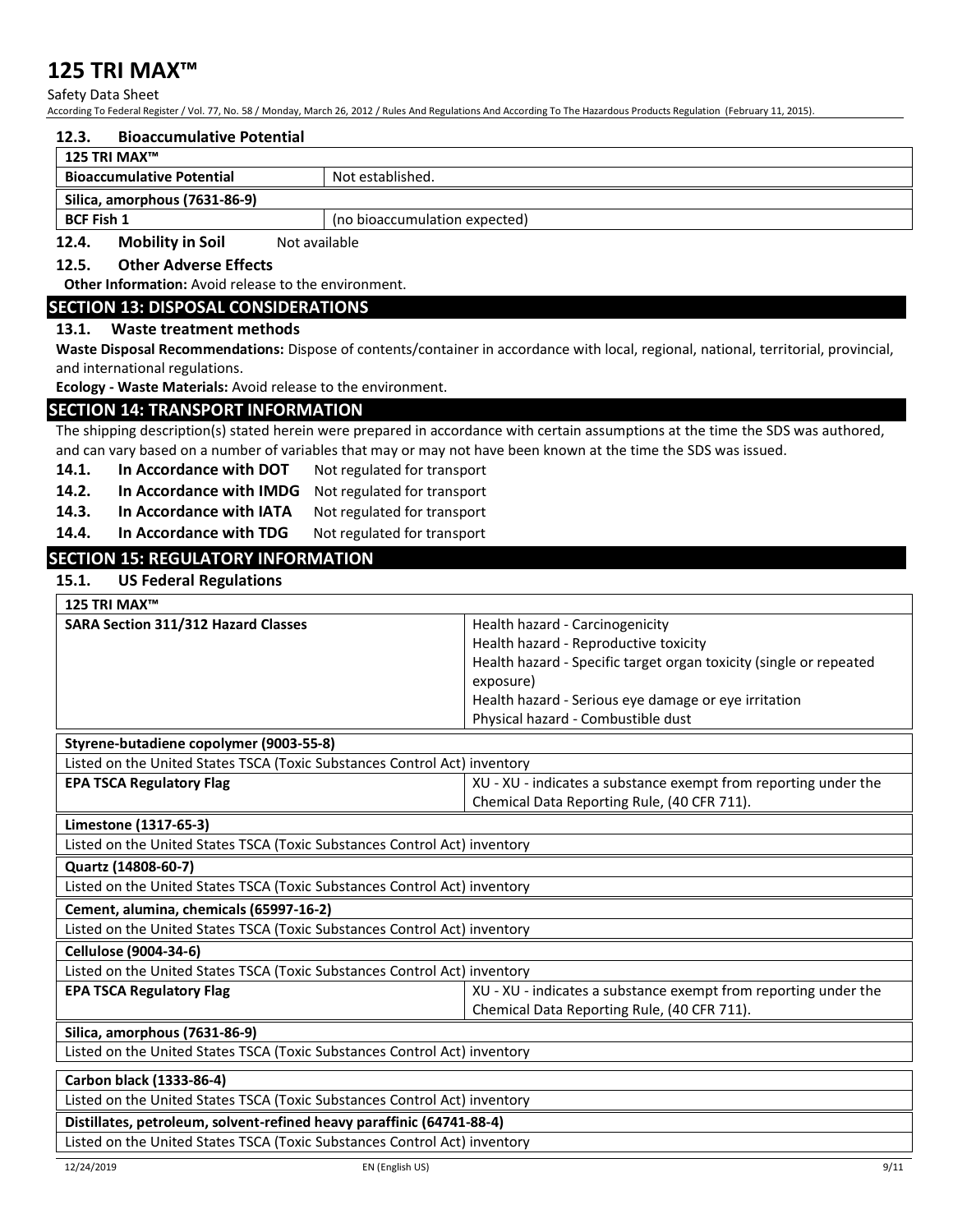### 12.3. Bioaccumulative Potential

| 125 TRI MAX™ | |
|---|---|
| Bioaccumulative Potential | Not established. |
| **Silica, amorphous (7631-86-9)** | |
| BCF Fish 1 | (no bioaccumulation expected) |

### 12.4. Mobility in Soil

Not available

### 12.5. Other Adverse Effects

**Other Information:** Avoid release to the environment.

## SECTION 13: DISPOSAL CONSIDERATIONS

### 13.1. Waste treatment methods

**Waste Disposal Recommendations:** Dispose of contents/container in accordance with local, regional, national, territorial, provincial, and international regulations.

**Ecology - Waste Materials:** Avoid release to the environment.

## SECTION 14: TRANSPORT INFORMATION

The shipping description(s) stated herein were prepared in accordance with certain assumptions at the time the SDS was authored, and can vary based on a number of variables that may or may not have been known at the time the SDS was issued.

**14.1. In Accordance with DOT** Not regulated for transport

**14.2. In Accordance with IMDG** Not regulated for transport

**14.3. In Accordance with IATA** Not regulated for transport

**14.4. In Accordance with TDG** Not regulated for transport

## SECTION 15: REGULATORY INFORMATION

### 15.1. US Federal Regulations

| 125 TRI MAX™ | |
|---|---|
| SARA Section 311/312 Hazard Classes | Health hazard - Carcinogenicity<br>Health hazard - Reproductive toxicity<br>Health hazard - Specific target organ toxicity (single or repeated exposure)<br>Health hazard - Serious eye damage or eye irritation<br>Physical hazard - Combustible dust |

| Styrene-butadiene copolymer (9003-55-8) | |
|---|---|
| Listed on the United States TSCA (Toxic Substances Control Act) inventory | |
| EPA TSCA Regulatory Flag | XU - XU - indicates a substance exempt from reporting under the Chemical Data Reporting Rule, (40 CFR 711). |

| Limestone (1317-65-3) |
|---|
| Listed on the United States TSCA (Toxic Substances Control Act) inventory |

| Quartz (14808-60-7) |
|---|
| Listed on the United States TSCA (Toxic Substances Control Act) inventory |

| Cement, alumina, chemicals (65997-16-2) |
|---|
| Listed on the United States TSCA (Toxic Substances Control Act) inventory |

| Cellulose (9004-34-6) | |
|---|---|
| Listed on the United States TSCA (Toxic Substances Control Act) inventory | |
| EPA TSCA Regulatory Flag | XU - XU - indicates a substance exempt from reporting under the Chemical Data Reporting Rule, (40 CFR 711). |

| Silica, amorphous (7631-86-9) |
|---|
| Listed on the United States TSCA (Toxic Substances Control Act) inventory |

| Carbon black (1333-86-4) |
|---|
| Listed on the United States TSCA (Toxic Substances Control Act) inventory |

| Distillates, petroleum, solvent-refined heavy paraffinic (64741-88-4) |
|---|
| Listed on the United States TSCA (Toxic Substances Control Act) inventory |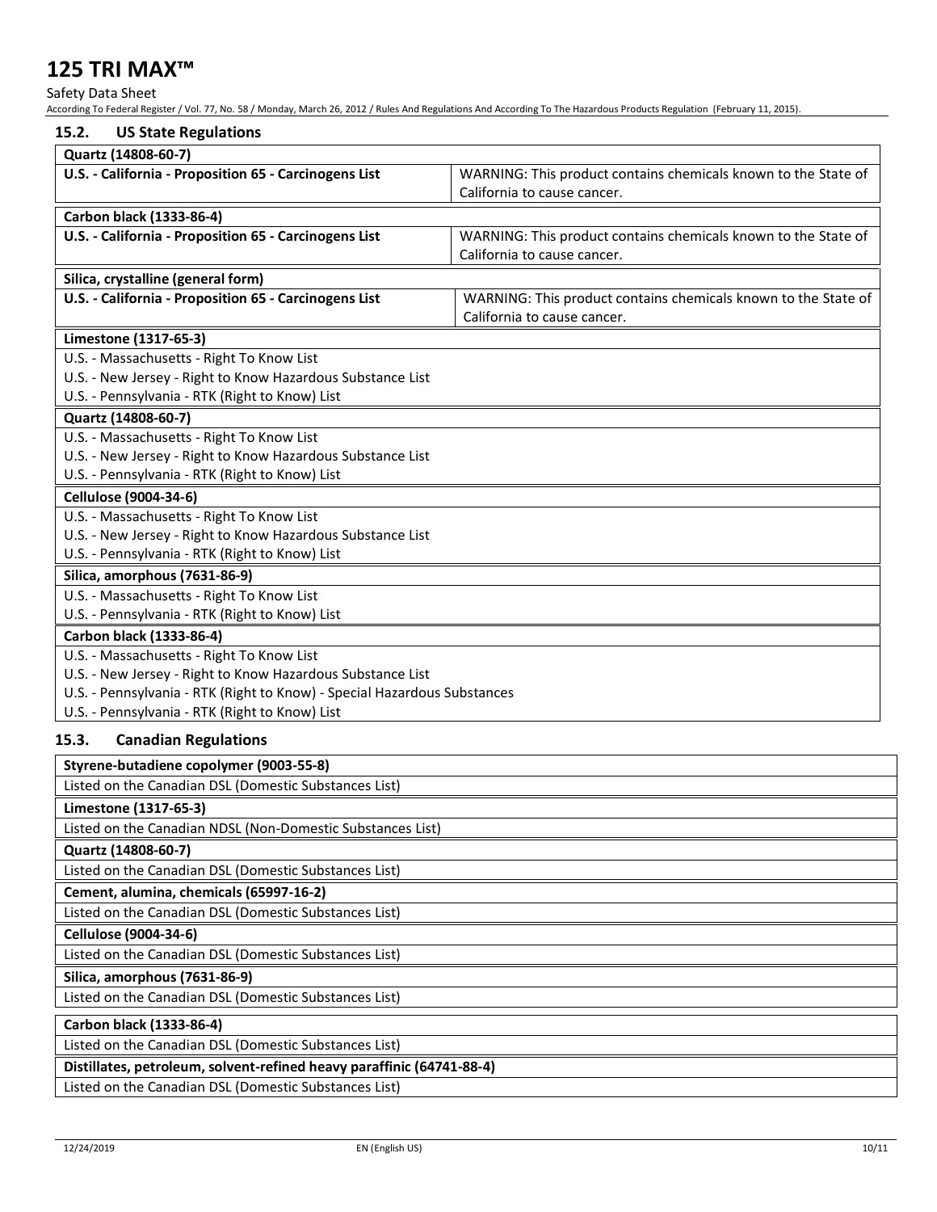### 15.2. US State Regulations

| Quartz (14808-60-7) | |
|---|---|
| U.S. - California - Proposition 65 - Carcinogens List | WARNING: This product contains chemicals known to the State of California to cause cancer. |

| Carbon black (1333-86-4) | |
|---|---|
| U.S. - California - Proposition 65 - Carcinogens List | WARNING: This product contains chemicals known to the State of California to cause cancer. |

| Silica, crystalline (general form) | |
|---|---|
| U.S. - California - Proposition 65 - Carcinogens List | WARNING: This product contains chemicals known to the State of California to cause cancer. |

| Limestone (1317-65-3) |
|---|
| U.S. - Massachusetts - Right To Know List<br>U.S. - New Jersey - Right to Know Hazardous Substance List<br>U.S. - Pennsylvania - RTK (Right to Know) List |

| Quartz (14808-60-7) |
|---|
| U.S. - Massachusetts - Right To Know List<br>U.S. - New Jersey - Right to Know Hazardous Substance List<br>U.S. - Pennsylvania - RTK (Right to Know) List |

| Cellulose (9004-34-6) |
|---|
| U.S. - Massachusetts - Right To Know List<br>U.S. - New Jersey - Right to Know Hazardous Substance List<br>U.S. - Pennsylvania - RTK (Right to Know) List |

| Silica, amorphous (7631-86-9) |
|---|
| U.S. - Massachusetts - Right To Know List<br>U.S. - Pennsylvania - RTK (Right to Know) List |

| Carbon black (1333-86-4) |
|---|
| U.S. - Massachusetts - Right To Know List<br>U.S. - New Jersey - Right to Know Hazardous Substance List<br>U.S. - Pennsylvania - RTK (Right to Know) - Special Hazardous Substances<br>U.S. - Pennsylvania - RTK (Right to Know) List |

### 15.3. Canadian Regulations

| Styrene-butadiene copolymer (9003-55-8) |
|---|
| Listed on the Canadian DSL (Domestic Substances List) |

| Limestone (1317-65-3) |
|---|
| Listed on the Canadian NDSL (Non-Domestic Substances List) |

| Quartz (14808-60-7) |
|---|
| Listed on the Canadian DSL (Domestic Substances List) |

| Cement, alumina, chemicals (65997-16-2) |
|---|
| Listed on the Canadian DSL (Domestic Substances List) |

| Cellulose (9004-34-6) |
|---|
| Listed on the Canadian DSL (Domestic Substances List) |

| Silica, amorphous (7631-86-9) |
|---|
| Listed on the Canadian DSL (Domestic Substances List) |

| Carbon black (1333-86-4) |
|---|
| Listed on the Canadian DSL (Domestic Substances List) |

| Distillates, petroleum, solvent-refined heavy paraffinic (64741-88-4) |
|---|
| Listed on the Canadian DSL (Domestic Substances List) |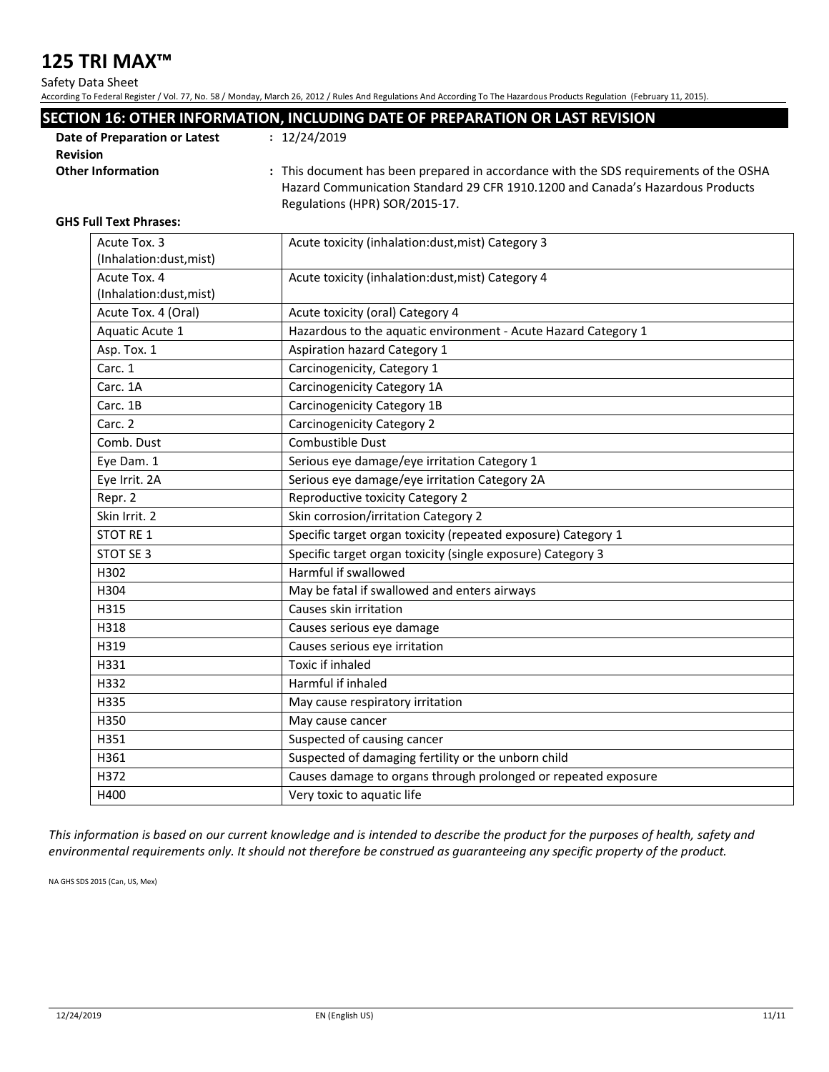## SECTION 16: OTHER INFORMATION, INCLUDING DATE OF PREPARATION OR LAST REVISION

**Date of Preparation or Latest Revision** : 12/24/2019

**Other Information** : This document has been prepared in accordance with the SDS requirements of the OSHA Hazard Communication Standard 29 CFR 1910.1200 and Canada's Hazardous Products Regulations (HPR) SOR/2015-17.

**GHS Full Text Phrases:**

| | |
|---|---|
| Acute Tox. 3 (Inhalation:dust,mist) | Acute toxicity (inhalation:dust,mist) Category 3 |
| Acute Tox. 4 (Inhalation:dust,mist) | Acute toxicity (inhalation:dust,mist) Category 4 |
| Acute Tox. 4 (Oral) | Acute toxicity (oral) Category 4 |
| Aquatic Acute 1 | Hazardous to the aquatic environment - Acute Hazard Category 1 |
| Asp. Tox. 1 | Aspiration hazard Category 1 |
| Carc. 1 | Carcinogenicity, Category 1 |
| Carc. 1A | Carcinogenicity Category 1A |
| Carc. 1B | Carcinogenicity Category 1B |
| Carc. 2 | Carcinogenicity Category 2 |
| Comb. Dust | Combustible Dust |
| Eye Dam. 1 | Serious eye damage/eye irritation Category 1 |
| Eye Irrit. 2A | Serious eye damage/eye irritation Category 2A |
| Repr. 2 | Reproductive toxicity Category 2 |
| Skin Irrit. 2 | Skin corrosion/irritation Category 2 |
| STOT RE 1 | Specific target organ toxicity (repeated exposure) Category 1 |
| STOT SE 3 | Specific target organ toxicity (single exposure) Category 3 |
| H302 | Harmful if swallowed |
| H304 | May be fatal if swallowed and enters airways |
| H315 | Causes skin irritation |
| H318 | Causes serious eye damage |
| H319 | Causes serious eye irritation |
| H331 | Toxic if inhaled |
| H332 | Harmful if inhaled |
| H335 | May cause respiratory irritation |
| H350 | May cause cancer |
| H351 | Suspected of causing cancer |
| H361 | Suspected of damaging fertility or the unborn child |
| H372 | Causes damage to organs through prolonged or repeated exposure |
| H400 | Very toxic to aquatic life |

*This information is based on our current knowledge and is intended to describe the product for the purposes of health, safety and environmental requirements only. It should not therefore be construed as guaranteeing any specific property of the product.*

NA GHS SDS 2015 (Can, US, Mex)